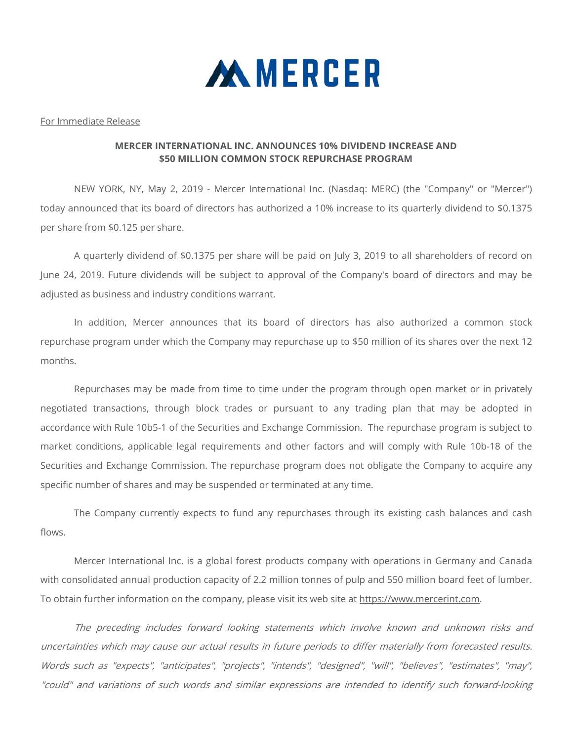# MERCER

For Immediate Release

**MERCER INTERNATIONAL INC. ANNOUNCES 10% DIVIDEND INCREASE AND $50 MILLION COMMON STOCK REPURCHASE PROGRAM**

NEW YORK, NY, May 2, 2019 - Mercer International Inc. (Nasdaq: MERC) (the "Company" or "Mercer") today announced that its board of directors has authorized a 10% increase to its quarterly dividend to $0.1375 per share from $0.125 per share.

A quarterly dividend of $0.1375 per share will be paid on July 3, 2019 to all shareholders of record on June 24, 2019. Future dividends will be subject to approval of the Company's board of directors and may be adjusted as business and industry conditions warrant.

In addition, Mercer announces that its board of directors has also authorized a common stock repurchase program under which the Company may repurchase up to $50 million of its shares over the next 12 months.

Repurchases may be made from time to time under the program through open market or in privately negotiated transactions, through block trades or pursuant to any trading plan that may be adopted in accordance with Rule 10b5-1 of the Securities and Exchange Commission. The repurchase program is subject to market conditions, applicable legal requirements and other factors and will comply with Rule 10b-18 of the Securities and Exchange Commission. The repurchase program does not obligate the Company to acquire any specific number of shares and may be suspended or terminated at any time.

The Company currently expects to fund any repurchases through its existing cash balances and cash flows.

Mercer International Inc. is a global forest products company with operations in Germany and Canada with consolidated annual production capacity of 2.2 million tonnes of pulp and 550 million board feet of lumber. To obtain further information on the company, please visit its web site at https://www.mercerint.com.

*The preceding includes forward looking statements which involve known and unknown risks and uncertainties which may cause our actual results in future periods to differ materially from forecasted results. Words such as "expects", "anticipates", "projects", "intends", "designed", "will", "believes", "estimates", "may", "could" and variations of such words and similar expressions are intended to identify such forward-looking*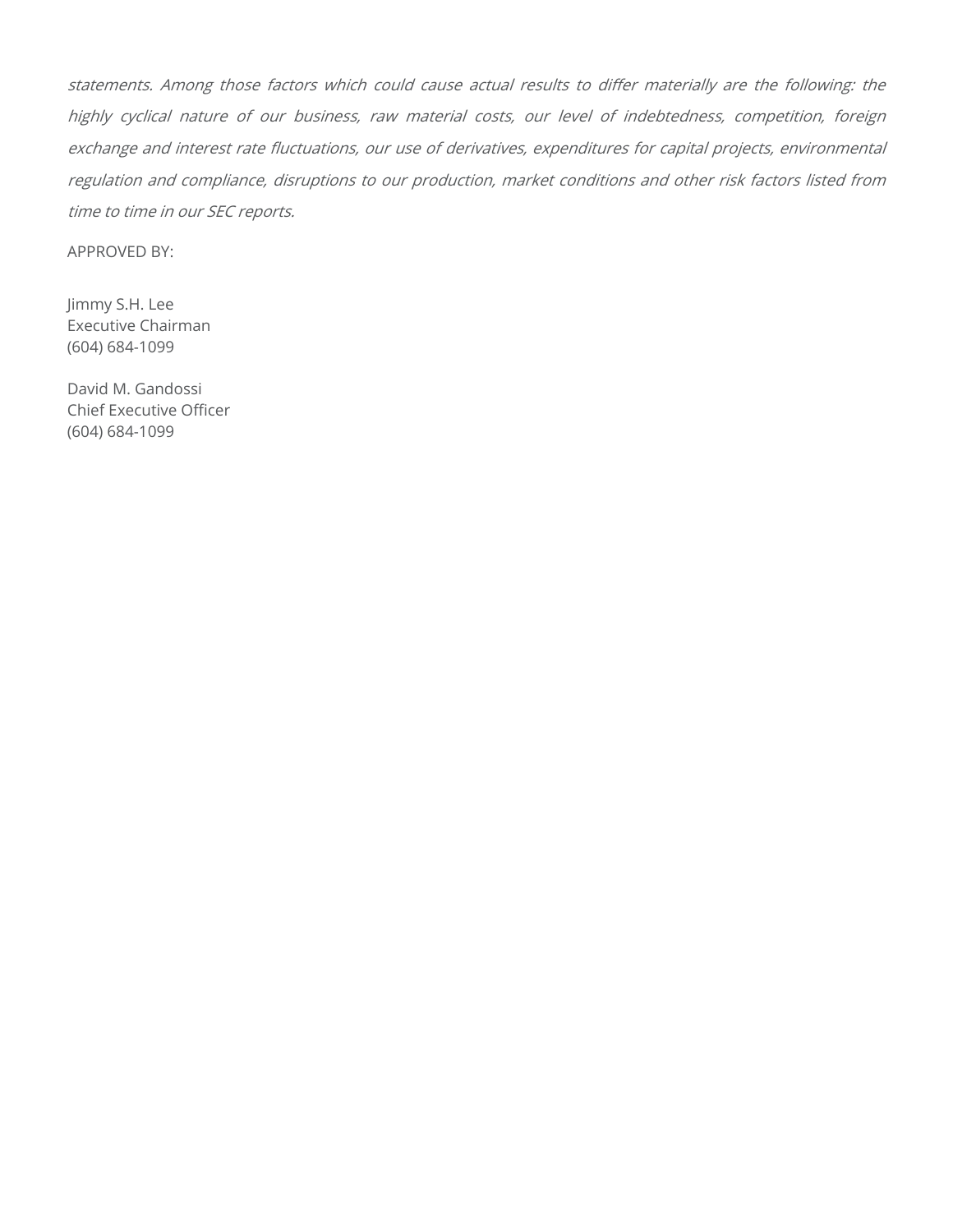*statements. Among those factors which could cause actual results to differ materially are the following: the highly cyclical nature of our business, raw material costs, our level of indebtedness, competition, foreign exchange and interest rate fluctuations, our use of derivatives, expenditures for capital projects, environmental regulation and compliance, disruptions to our production, market conditions and other risk factors listed from time to time in our SEC reports.*

APPROVED BY:

Jimmy S.H. Lee
Executive Chairman
(604) 684-1099

David M. Gandossi
Chief Executive Officer
(604) 684-1099